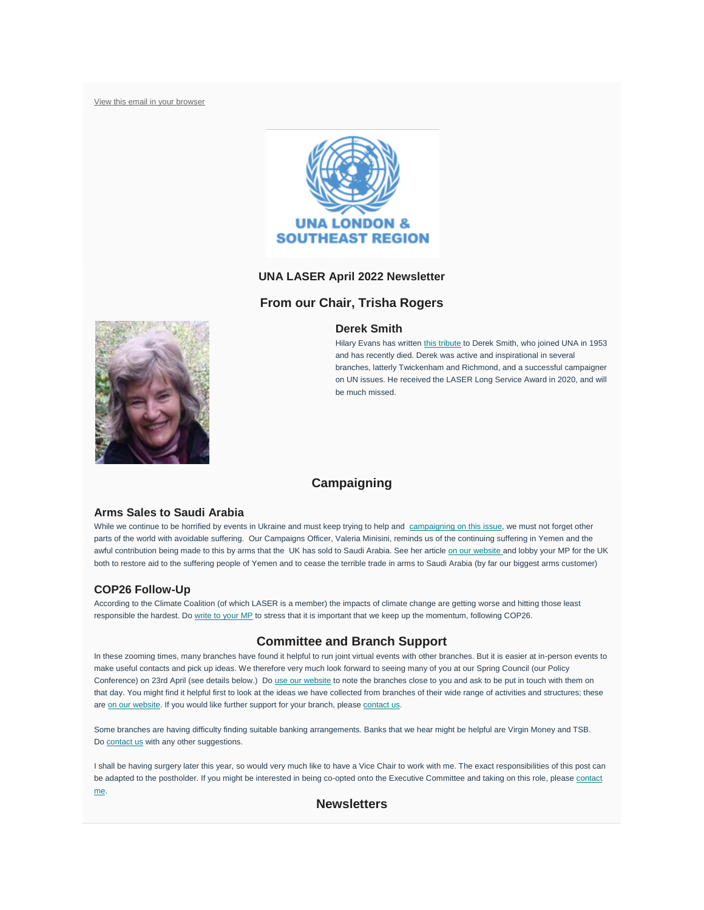View this email in your browser

UNA LONDON & SOUTHEAST REGION

**UNA LASER April 2022 Newsletter**

## From our Chair, Trisha Rogers

### Derek Smith

Hilary Evans has written this tribute to Derek Smith, who joined UNA in 1953 and has recently died. Derek was active and inspirational in several branches, latterly Twickenham and Richmond, and a successful campaigner on UN issues. He received the LASER Long Service Award in 2020, and will be much missed.

## Campaigning

### Arms Sales to Saudi Arabia

While we continue to be horrified by events in Ukraine and must keep trying to help and campaigning on this issue, we must not forget other parts of the world with avoidable suffering. Our Campaigns Officer, Valeria Minisini, reminds us of the continuing suffering in Yemen and the awful contribution being made to this by arms that the UK has sold to Saudi Arabia. See her article on our website and lobby your MP for the UK both to restore aid to the suffering people of Yemen and to cease the terrible trade in arms to Saudi Arabia (by far our biggest arms customer)

### COP26 Follow-Up

According to the Climate Coalition (of which LASER is a member) the impacts of climate change are getting worse and hitting those least responsible the hardest. Do write to your MP to stress that it is important that we keep up the momentum, following COP26.

## Committee and Branch Support

In these zooming times, many branches have found it helpful to run joint virtual events with other branches. But it is easier at in-person events to make useful contacts and pick up ideas. We therefore very much look forward to seeing many of you at our Spring Council (our Policy Conference) on 23rd April (see details below.) Do use our website to note the branches close to you and ask to be put in touch with them on that day. You might find it helpful first to look at the ideas we have collected from branches of their wide range of activities and structures; these are on our website. If you would like further support for your branch, please contact us.

Some branches are having difficulty finding suitable banking arrangements. Banks that we hear might be helpful are Virgin Money and TSB. Do contact us with any other suggestions.

I shall be having surgery later this year, so would very much like to have a Vice Chair to work with me. The exact responsibilities of this post can be adapted to the postholder. If you might be interested in being co-opted onto the Executive Committee and taking on this role, please contact me.

## Newsletters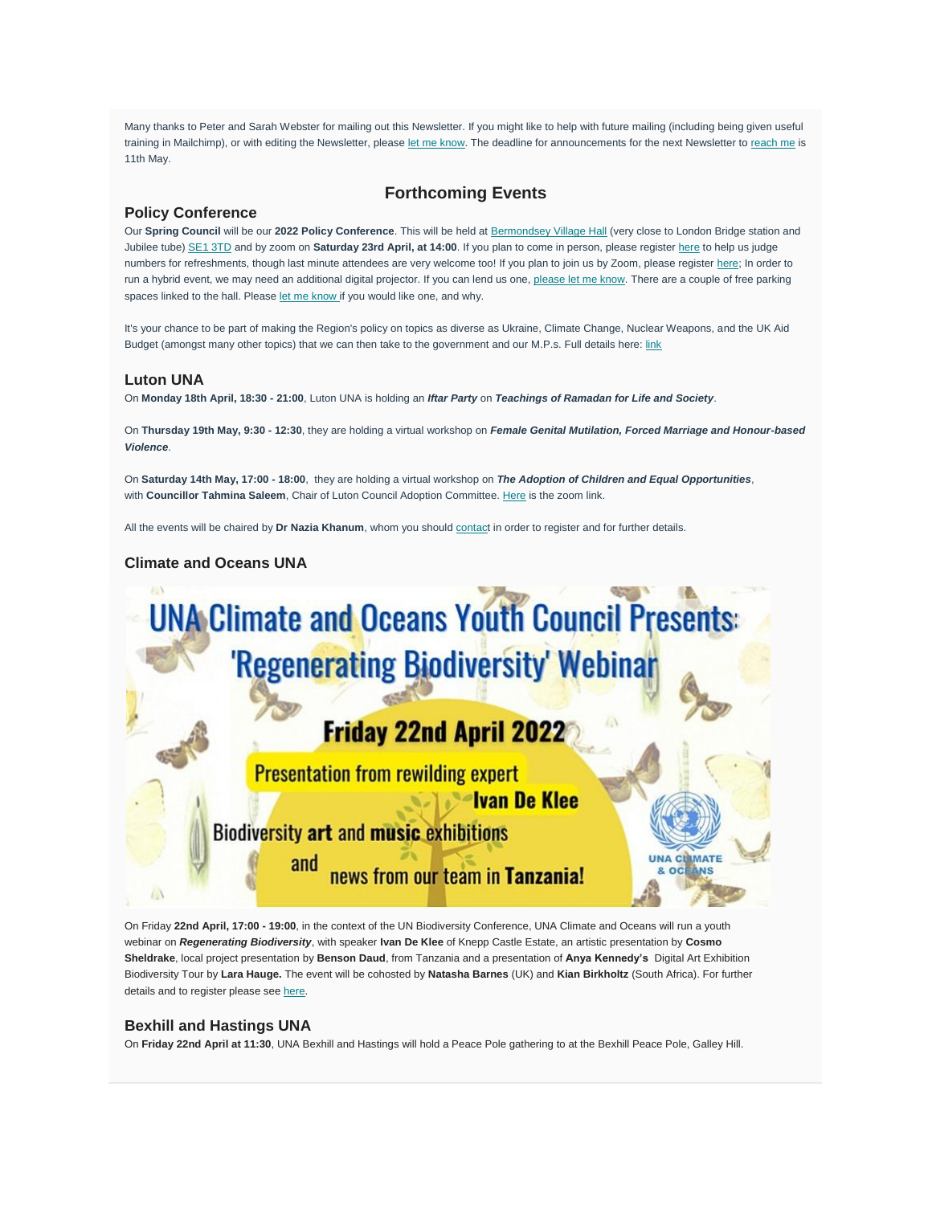Many thanks to Peter and Sarah Webster for mailing out this Newsletter. If you might like to help with future mailing (including being given useful training in Mailchimp), or with editing the Newsletter, please let me know. The deadline for announcements for the next Newsletter to reach me is 11th May.

## Forthcoming Events

### Policy Conference

Our **Spring Council** will be our **2022 Policy Conference**. This will be held at Bermondsey Village Hall (very close to London Bridge station and Jubilee tube) SE1 3TD and by zoom on **Saturday 23rd April, at 14:00**. If you plan to come in person, please register here to help us judge numbers for refreshments, though last minute attendees are very welcome too! If you plan to join us by Zoom, please register here; In order to run a hybrid event, we may need an additional digital projector. If you can lend us one, please let me know. There are a couple of free parking spaces linked to the hall. Please let me know if you would like one, and why.

It's your chance to be part of making the Region's policy on topics as diverse as Ukraine, Climate Change, Nuclear Weapons, and the UK Aid Budget (amongst many other topics) that we can then take to the government and our M.P.s. Full details here: link

### Luton UNA

On **Monday 18th April, 18:30 - 21:00**, Luton UNA is holding an ***Iftar Party*** on ***Teachings of Ramadan for Life and Society***.

On **Thursday 19th May, 9:30 - 12:30**, they are holding a virtual workshop on ***Female Genital Mutilation, Forced Marriage and Honour-based Violence***.

On **Saturday 14th May, 17:00 - 18:00**, they are holding a virtual workshop on ***The Adoption of Children and Equal Opportunities***, with **Councillor Tahmina Saleem**, Chair of Luton Council Adoption Committee. Here is the zoom link.

All the events will be chaired by **Dr Nazia Khanum**, whom you should contact in order to register and for further details.

### Climate and Oceans UNA

UNA Climate and Oceans Youth Council Presents: 'Regenerating Biodiversity' Webinar

Friday 22nd April 2022

Presentation from rewilding expert Ivan De Klee

Biodiversity art and music exhibitions and news from our team in Tanzania!

On Friday **22nd April, 17:00 - 19:00**, in the context of the UN Biodiversity Conference, UNA Climate and Oceans will run a youth webinar on ***Regenerating Biodiversity***, with speaker **Ivan De Klee** of Knepp Castle Estate, an artistic presentation by **Cosmo Sheldrake**, local project presentation by **Benson Daud**, from Tanzania and a presentation of **Anya Kennedy's** Digital Art Exhibition Biodiversity Tour by **Lara Hauge.** The event will be cohosted by **Natasha Barnes** (UK) and **Kian Birkholtz** (South Africa). For further details and to register please see here.

### Bexhill and Hastings UNA

On **Friday 22nd April at 11:30**, UNA Bexhill and Hastings will hold a Peace Pole gathering to at the Bexhill Peace Pole, Galley Hill.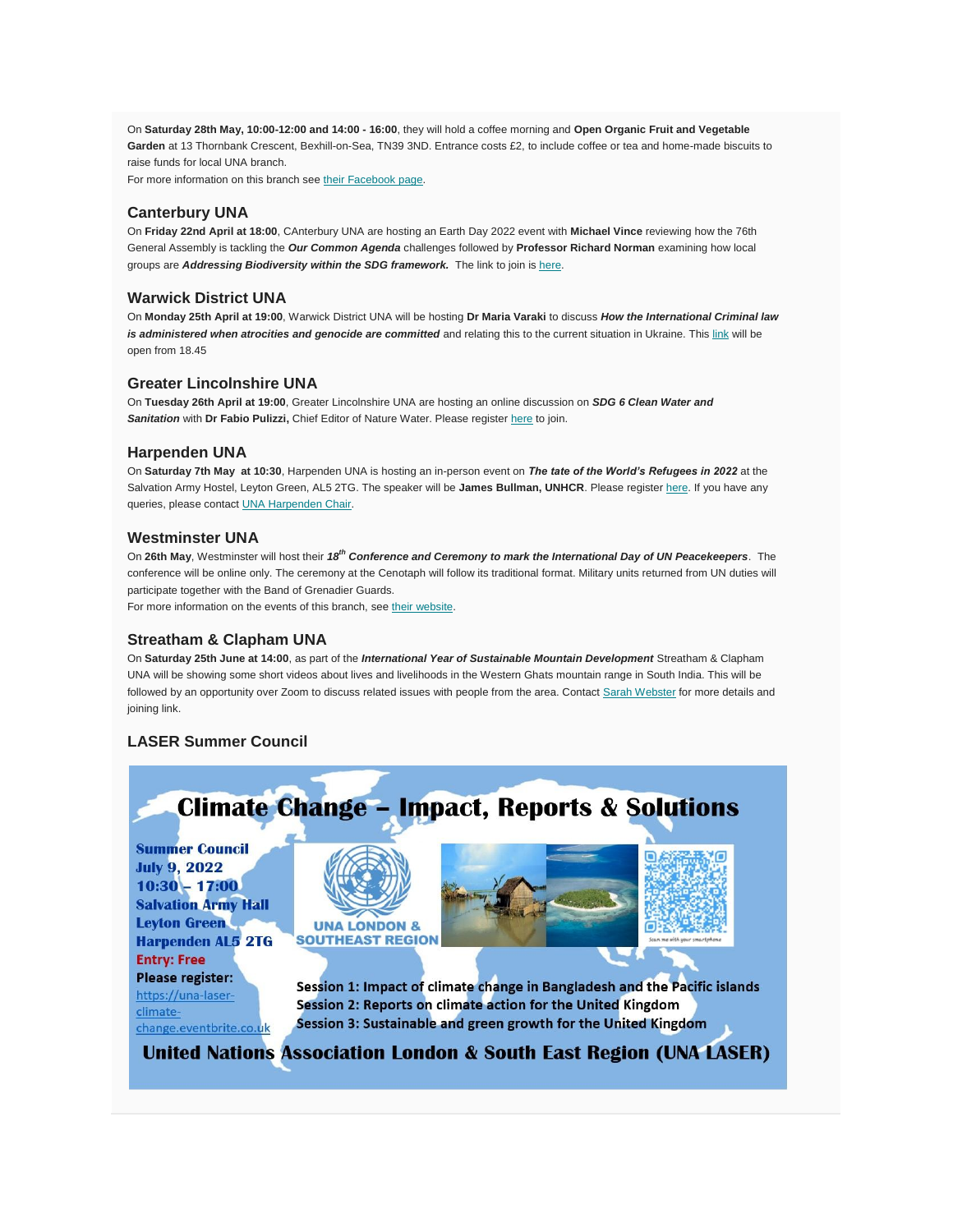On **Saturday 28th May, 10:00-12:00 and 14:00 - 16:00**, they will hold a coffee morning and **Open Organic Fruit and Vegetable Garden** at 13 Thornbank Crescent, Bexhill-on-Sea, TN39 3ND. Entrance costs £2, to include coffee or tea and home-made biscuits to raise funds for local UNA branch.
For more information on this branch see their Facebook page.

### Canterbury UNA

On **Friday 22nd April at 18:00**, CAnterbury UNA are hosting an Earth Day 2022 event with **Michael Vince** reviewing how the 76th General Assembly is tackling the ***Our Common Agenda*** challenges followed by **Professor Richard Norman** examining how local groups are ***Addressing Biodiversity within the SDG framework.*** The link to join is here.

### Warwick District UNA

On **Monday 25th April at 19:00**, Warwick District UNA will be hosting **Dr Maria Varaki** to discuss ***How the International Criminal law is administered when atrocities and genocide are committed*** and relating this to the current situation in Ukraine. This link will be open from 18.45

### Greater Lincolnshire UNA

On **Tuesday 26th April at 19:00**, Greater Lincolnshire UNA are hosting an online discussion on ***SDG 6 Clean Water and Sanitation*** with **Dr Fabio Pulizzi,** Chief Editor of Nature Water. Please register here to join.

### Harpenden UNA

On **Saturday 7th May at 10:30**, Harpenden UNA is hosting an in-person event on ***The tate of the World's Refugees in 2022*** at the Salvation Army Hostel, Leyton Green, AL5 2TG. The speaker will be **James Bullman, UNHCR**. Please register here. If you have any queries, please contact UNA Harpenden Chair.

### Westminster UNA

On **26th May**, Westminster will host their ***18th Conference and Ceremony to mark the International Day of UN Peacekeepers***. The conference will be online only. The ceremony at the Cenotaph will follow its traditional format. Military units returned from UN duties will participate together with the Band of Grenadier Guards.
For more information on the events of this branch, see their website.

### Streatham & Clapham UNA

On **Saturday 25th June at 14:00**, as part of the ***International Year of Sustainable Mountain Development*** Streatham & Clapham UNA will be showing some short videos about lives and livelihoods in the Western Ghats mountain range in South India. This will be followed by an opportunity over Zoom to discuss related issues with people from the area. Contact Sarah Webster for more details and joining link.

### LASER Summer Council

**Climate Change – Impact, Reports & Solutions**

**Summer Council**
**July 9, 2022**
**10:30 – 17:00**
**Salvation Army Hall**
**Leyton Green**
**Harpenden AL5 2TG**
**Entry: Free**
**Please register:**
https://una-laser-climate-change.eventbrite.co.uk

UNA LONDON & SOUTHEAST REGION

Scan me with your smartphone

**Session 1: Impact of climate change in Bangladesh and the Pacific islands**
**Session 2: Reports on climate action for the United Kingdom**
**Session 3: Sustainable and green growth for the United Kingdom**

**United Nations Association London & South East Region (UNA LASER)**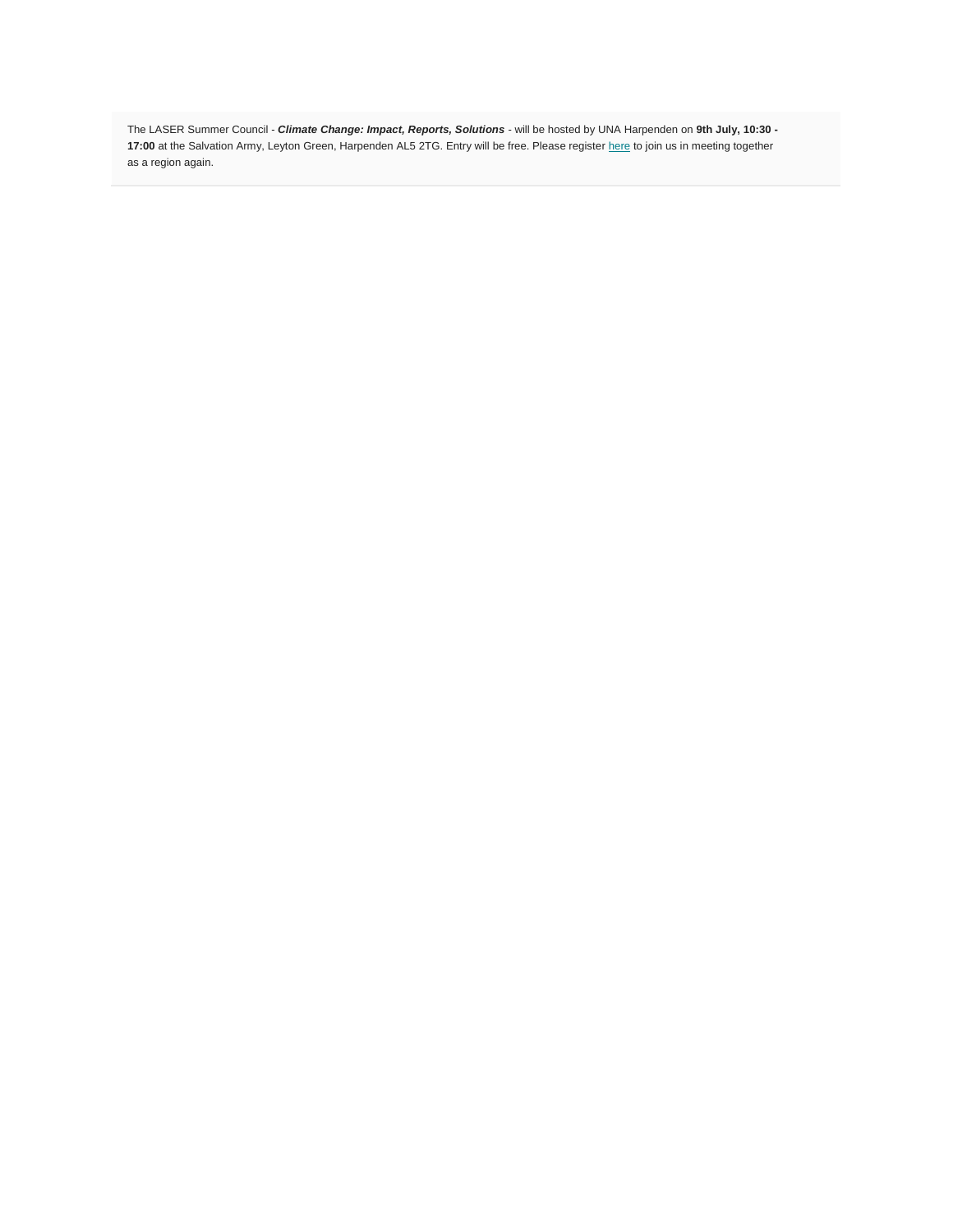The LASER Summer Council - ***Climate Change: Impact, Reports, Solutions*** - will be hosted by UNA Harpenden on **9th July, 10:30 - 17:00** at the Salvation Army, Leyton Green, Harpenden AL5 2TG. Entry will be free. Please register here to join us in meeting together as a region again.